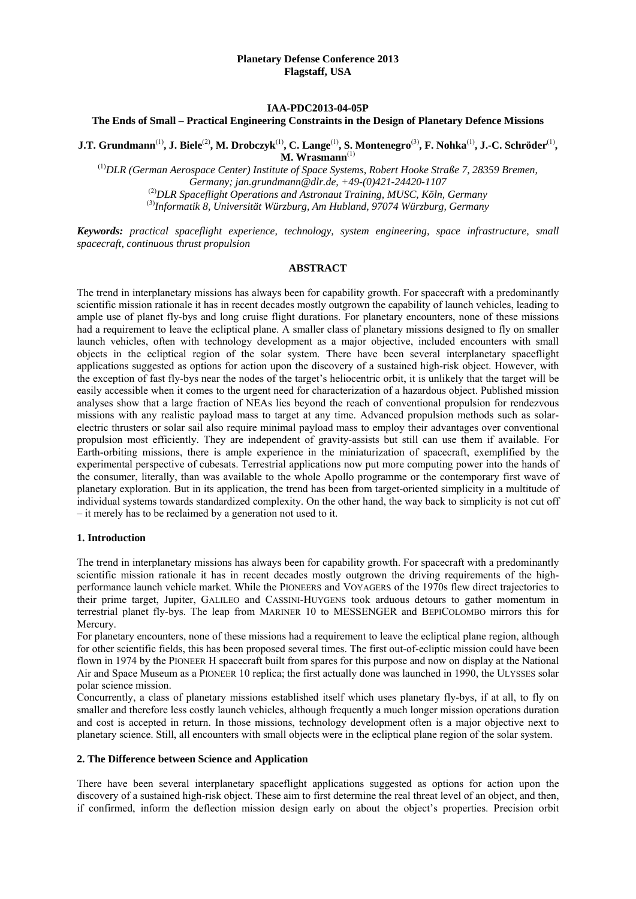**Planetary Defense Conference 2013**
**Flagstaff, USA**

**IAA-PDC2013-04-05P**

# The Ends of Small – Practical Engineering Constraints in the Design of Planetary Defence Missions

**J.T. Grundmann**[(1)], **J. Biele**[(2)], **M. Drobczyk**[(1)], **C. Lange**[(1)], **S. Montenegro**[(3)], **F. Nohka**[(1)], **J.-C. Schröder**[(1)], **M. Wrasmann**[(1)]

[(1)]*DLR (German Aerospace Center) Institute of Space Systems, Robert Hooke Straße 7, 28359 Bremen, Germany; jan.grundmann@dlr.de, +49-(0)421-24420-1107*
[(2)]*DLR Spaceflight Operations and Astronaut Training, MUSC, Köln, Germany*
[(3)]*Informatik 8, Universität Würzburg, Am Hubland, 97074 Würzburg, Germany*

***Keywords:*** *practical spaceflight experience, technology, system engineering, space infrastructure, small spacecraft, continuous thrust propulsion*

## ABSTRACT

The trend in interplanetary missions has always been for capability growth. For spacecraft with a predominantly scientific mission rationale it has in recent decades mostly outgrown the capability of launch vehicles, leading to ample use of planet fly-bys and long cruise flight durations. For planetary encounters, none of these missions had a requirement to leave the ecliptical plane. A smaller class of planetary missions designed to fly on smaller launch vehicles, often with technology development as a major objective, included encounters with small objects in the ecliptical region of the solar system. There have been several interplanetary spaceflight applications suggested as options for action upon the discovery of a sustained high-risk object. However, with the exception of fast fly-bys near the nodes of the target's heliocentric orbit, it is unlikely that the target will be easily accessible when it comes to the urgent need for characterization of a hazardous object. Published mission analyses show that a large fraction of NEAs lies beyond the reach of conventional propulsion for rendezvous missions with any realistic payload mass to target at any time. Advanced propulsion methods such as solar-electric thrusters or solar sail also require minimal payload mass to employ their advantages over conventional propulsion most efficiently. They are independent of gravity-assists but still can use them if available. For Earth-orbiting missions, there is ample experience in the miniaturization of spacecraft, exemplified by the experimental perspective of cubesats. Terrestrial applications now put more computing power into the hands of the consumer, literally, than was available to the whole Apollo programme or the contemporary first wave of planetary exploration. But in its application, the trend has been from target-oriented simplicity in a multitude of individual systems towards standardized complexity. On the other hand, the way back to simplicity is not cut off – it merely has to be reclaimed by a generation not used to it.

## 1. Introduction

The trend in interplanetary missions has always been for capability growth. For spacecraft with a predominantly scientific mission rationale it has in recent decades mostly outgrown the driving requirements of the high-performance launch vehicle market. While the PIONEERS and VOYAGERS of the 1970s flew direct trajectories to their prime target, Jupiter, GALILEO and CASSINI-HUYGENS took arduous detours to gather momentum in terrestrial planet fly-bys. The leap from MARINER 10 to MESSENGER and BEPICOLOMBO mirrors this for Mercury.

For planetary encounters, none of these missions had a requirement to leave the ecliptical plane region, although for other scientific fields, this has been proposed several times. The first out-of-ecliptic mission could have been flown in 1974 by the PIONEER H spacecraft built from spares for this purpose and now on display at the National Air and Space Museum as a PIONEER 10 replica; the first actually done was launched in 1990, the ULYSSES solar polar science mission.

Concurrently, a class of planetary missions established itself which uses planetary fly-bys, if at all, to fly on smaller and therefore less costly launch vehicles, although frequently a much longer mission operations duration and cost is accepted in return. In those missions, technology development often is a major objective next to planetary science. Still, all encounters with small objects were in the ecliptical plane region of the solar system.

## 2. The Difference between Science and Application

There have been several interplanetary spaceflight applications suggested as options for action upon the discovery of a sustained high-risk object. These aim to first determine the real threat level of an object, and then, if confirmed, inform the deflection mission design early on about the object's properties. Precision orbit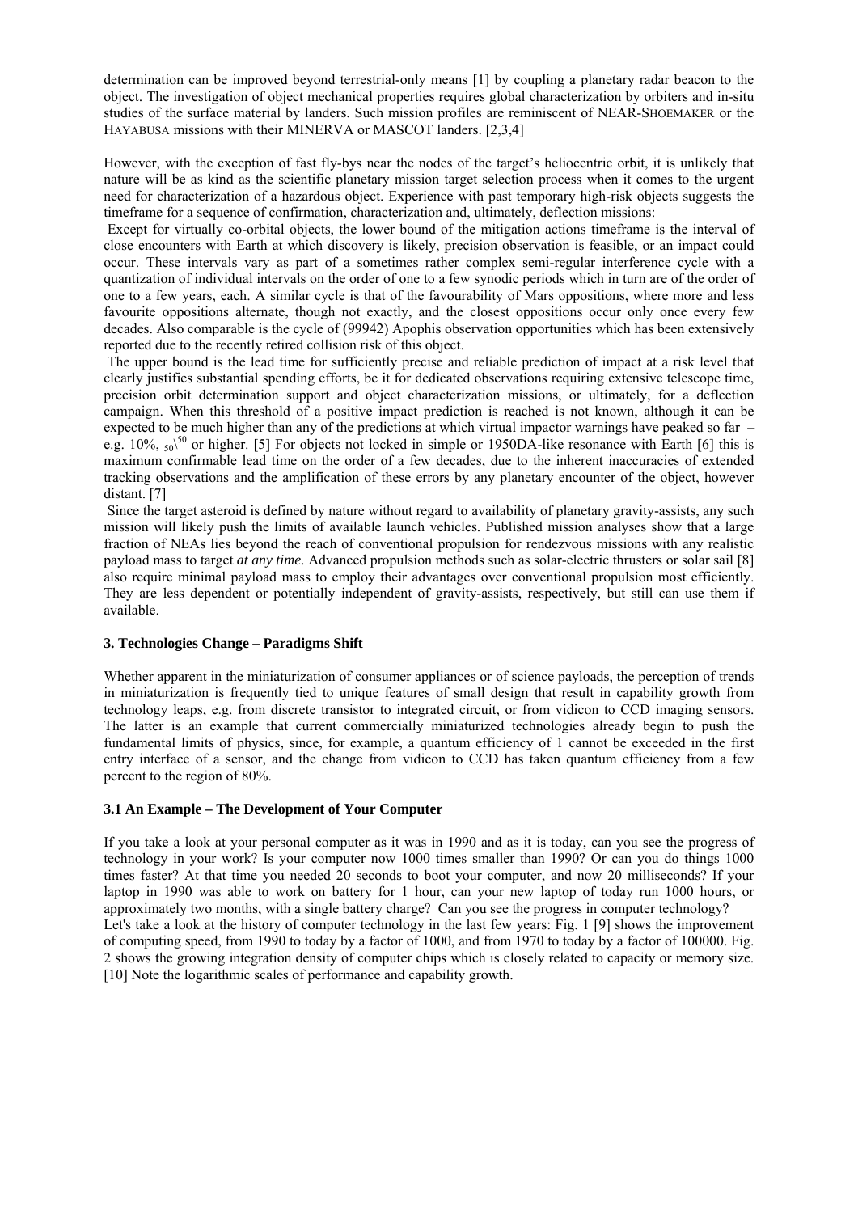determination can be improved beyond terrestrial-only means [1] by coupling a planetary radar beacon to the object. The investigation of object mechanical properties requires global characterization by orbiters and in-situ studies of the surface material by landers. Such mission profiles are reminiscent of NEAR-SHOEMAKER or the HAYABUSA missions with their MINERVA or MASCOT landers. [2,3,4]

However, with the exception of fast fly-bys near the nodes of the target's heliocentric orbit, it is unlikely that nature will be as kind as the scientific planetary mission target selection process when it comes to the urgent need for characterization of a hazardous object. Experience with past temporary high-risk objects suggests the timeframe for a sequence of confirmation, characterization and, ultimately, deflection missions:

Except for virtually co-orbital objects, the lower bound of the mitigation actions timeframe is the interval of close encounters with Earth at which discovery is likely, precision observation is feasible, or an impact could occur. These intervals vary as part of a sometimes rather complex semi-regular interference cycle with a quantization of individual intervals on the order of one to a few synodic periods which in turn are of the order of one to a few years, each. A similar cycle is that of the favourability of Mars oppositions, where more and less favourite oppositions alternate, though not exactly, and the closest oppositions occur only once every few decades. Also comparable is the cycle of (99942) Apophis observation opportunities which has been extensively reported due to the recently retired collision risk of this object.

The upper bound is the lead time for sufficiently precise and reliable prediction of impact at a risk level that clearly justifies substantial spending efforts, be it for dedicated observations requiring extensive telescope time, precision orbit determination support and object characterization missions, or ultimately, for a deflection campaign. When this threshold of a positive impact prediction is reached is not known, although it can be expected to be much higher than any of the predictions at which virtual impactor warnings have peaked so far – e.g. 10%, $_{50}\backslash^{50}$ or higher. [5] For objects not locked in simple or 1950DA-like resonance with Earth [6] this is maximum confirmable lead time on the order of a few decades, due to the inherent inaccuracies of extended tracking observations and the amplification of these errors by any planetary encounter of the object, however distant. [7]

Since the target asteroid is defined by nature without regard to availability of planetary gravity-assists, any such mission will likely push the limits of available launch vehicles. Published mission analyses show that a large fraction of NEAs lies beyond the reach of conventional propulsion for rendezvous missions with any realistic payload mass to target *at any time*. Advanced propulsion methods such as solar-electric thrusters or solar sail [8] also require minimal payload mass to employ their advantages over conventional propulsion most efficiently. They are less dependent or potentially independent of gravity-assists, respectively, but still can use them if available.

### 3. Technologies Change – Paradigms Shift

Whether apparent in the miniaturization of consumer appliances or of science payloads, the perception of trends in miniaturization is frequently tied to unique features of small design that result in capability growth from technology leaps, e.g. from discrete transistor to integrated circuit, or from vidicon to CCD imaging sensors. The latter is an example that current commercially miniaturized technologies already begin to push the fundamental limits of physics, since, for example, a quantum efficiency of 1 cannot be exceeded in the first entry interface of a sensor, and the change from vidicon to CCD has taken quantum efficiency from a few percent to the region of 80%.

#### 3.1 An Example – The Development of Your Computer

If you take a look at your personal computer as it was in 1990 and as it is today, can you see the progress of technology in your work? Is your computer now 1000 times smaller than 1990? Or can you do things 1000 times faster? At that time you needed 20 seconds to boot your computer, and now 20 milliseconds? If your laptop in 1990 was able to work on battery for 1 hour, can your new laptop of today run 1000 hours, or approximately two months, with a single battery charge? Can you see the progress in computer technology?
Let's take a look at the history of computer technology in the last few years: Fig. 1 [9] shows the improvement of computing speed, from 1990 to today by a factor of 1000, and from 1970 to today by a factor of 100000. Fig. 2 shows the growing integration density of computer chips which is closely related to capacity or memory size. [10] Note the logarithmic scales of performance and capability growth.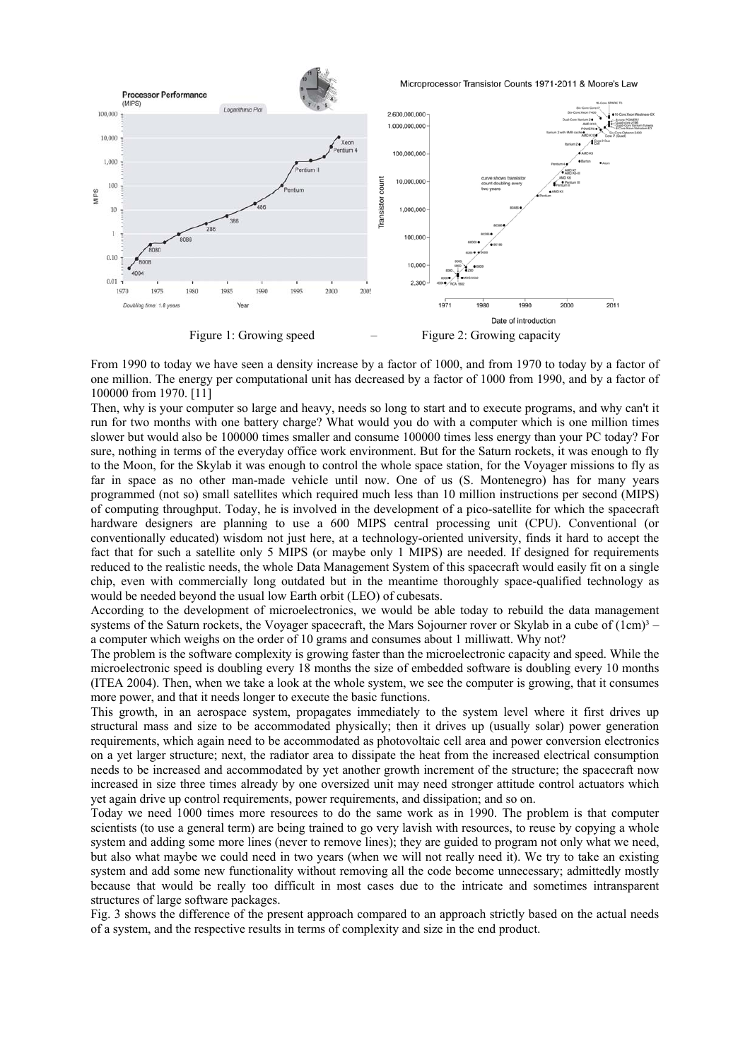Figure 1: Growing speed – Figure 2: Growing capacity

From 1990 to today we have seen a density increase by a factor of 1000, and from 1970 to today by a factor of one million. The energy per computational unit has decreased by a factor of 1000 from 1990, and by a factor of 100000 from 1970. [11]

Then, why is your computer so large and heavy, needs so long to start and to execute programs, and why can't it run for two months with one battery charge? What would you do with a computer which is one million times slower but would also be 100000 times smaller and consume 100000 times less energy than your PC today? For sure, nothing in terms of the everyday office work environment. But for the Saturn rockets, it was enough to fly to the Moon, for the Skylab it was enough to control the whole space station, for the Voyager missions to fly as far in space as no other man-made vehicle until now. One of us (S. Montenegro) has for many years programmed (not so) small satellites which required much less than 10 million instructions per second (MIPS) of computing throughput. Today, he is involved in the development of a pico-satellite for which the spacecraft hardware designers are planning to use a 600 MIPS central processing unit (CPU). Conventional (or conventionally educated) wisdom not just here, at a technology-oriented university, finds it hard to accept the fact that for such a satellite only 5 MIPS (or maybe only 1 MIPS) are needed. If designed for requirements reduced to the realistic needs, the whole Data Management System of this spacecraft would easily fit on a single chip, even with commercially long outdated but in the meantime thoroughly space-qualified technology as would be needed beyond the usual low Earth orbit (LEO) of cubesats.

According to the development of microelectronics, we would be able today to rebuild the data management systems of the Saturn rockets, the Voyager spacecraft, the Mars Sojourner rover or Skylab in a cube of $(1cm)^3$ – a computer which weighs on the order of 10 grams and consumes about 1 milliwatt. Why not?

The problem is the software complexity is growing faster than the microelectronic capacity and speed. While the microelectronic speed is doubling every 18 months the size of embedded software is doubling every 10 months (ITEA 2004). Then, when we take a look at the whole system, we see the computer is growing, that it consumes more power, and that it needs longer to execute the basic functions.

This growth, in an aerospace system, propagates immediately to the system level where it first drives up structural mass and size to be accommodated physically; then it drives up (usually solar) power generation requirements, which again need to be accommodated as photovoltaic cell area and power conversion electronics on a yet larger structure; next, the radiator area to dissipate the heat from the increased electrical consumption needs to be increased and accommodated by yet another growth increment of the structure; the spacecraft now increased in size three times already by one oversized unit may need stronger attitude control actuators which yet again drive up control requirements, power requirements, and dissipation; and so on.

Today we need 1000 times more resources to do the same work as in 1990. The problem is that computer scientists (to use a general term) are being trained to go very lavish with resources, to reuse by copying a whole system and adding some more lines (never to remove lines); they are guided to program not only what we need, but also what maybe we could need in two years (when we will not really need it). We try to take an existing system and add some new functionality without removing all the code become unnecessary; admittedly mostly because that would be really too difficult in most cases due to the intricate and sometimes intransparent structures of large software packages.

Fig. 3 shows the difference of the present approach compared to an approach strictly based on the actual needs of a system, and the respective results in terms of complexity and size in the end product.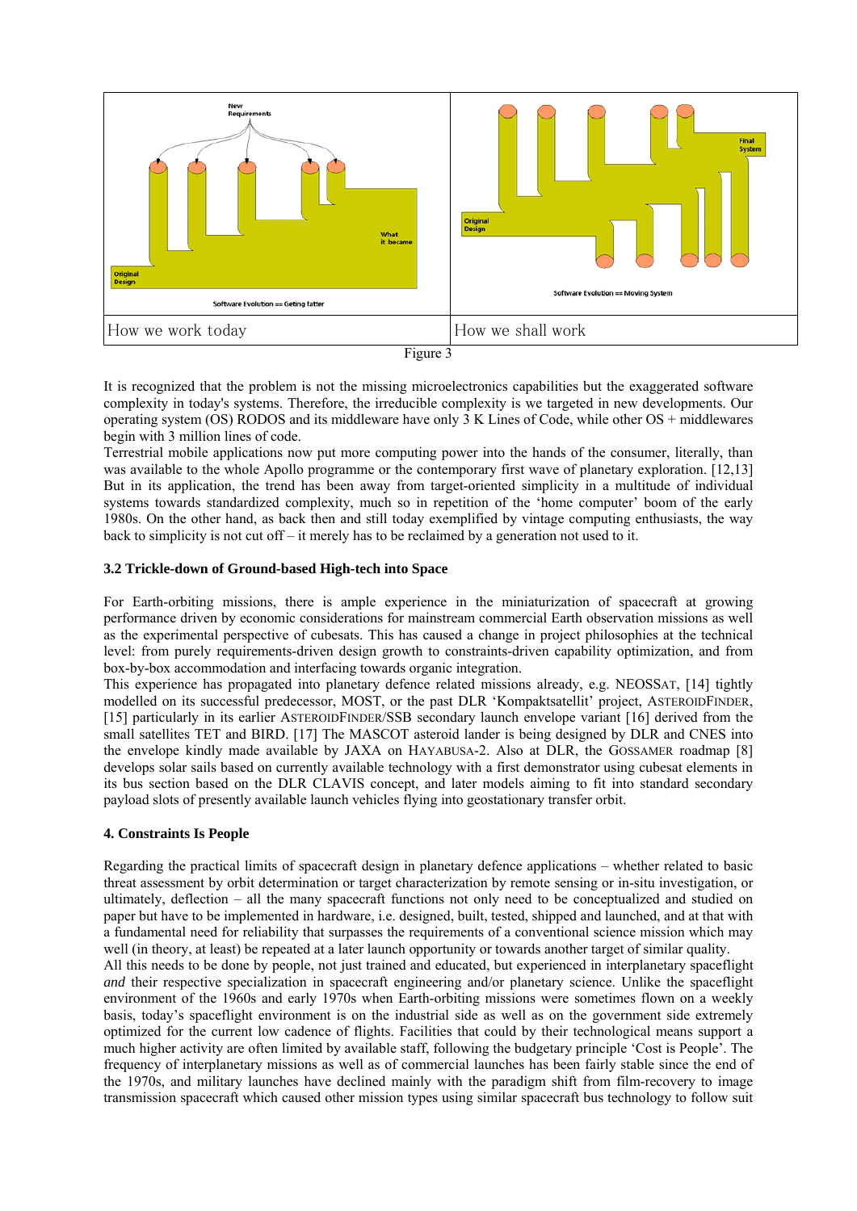| How we work today | How we shall work |
| --- | --- |

Figure 3

It is recognized that the problem is not the missing microelectronics capabilities but the exaggerated software complexity in today's systems. Therefore, the irreducible complexity is we targeted in new developments. Our operating system (OS) RODOS and its middleware have only 3 K Lines of Code, while other OS + middlewares begin with 3 million lines of code.

Terrestrial mobile applications now put more computing power into the hands of the consumer, literally, than was available to the whole Apollo programme or the contemporary first wave of planetary exploration. [12,13] But in its application, the trend has been away from target-oriented simplicity in a multitude of individual systems towards standardized complexity, noting so in repetition of the 'home computer' boom of the early 1980s. On the other hand, as back then and still today exemplified by vintage computing enthusiasts, the way back to simplicity is not cut off – it merely has to be reclaimed by a generation not used to it.

### 3.2 Trickle-down of Ground-based High-tech into Space

For Earth-orbiting missions, there is ample experience in the miniaturization of spacecraft at growing performance driven by economic considerations for mainstream commercial Earth observation missions as well as the experimental perspective of cubesats. This has caused a change in project philosophies at the technical level: from purely requirements-driven design growth to constraints-driven capability optimization, and from box-by-box accommodation and interfacing towards organic integration.

This experience has propagated into planetary defence related missions already, e.g. NEOSSAT, [14] tightly modelled on its successful predecessor, MOST, or the past DLR 'Kompaktsatellit' project, ASTEROIDFINDER, [15] particularly in its earlier ASTEROIDFINDER/SSB secondary launch envelope variant [16] derived from the small satellites TET and BIRD. [17] The MASCOT asteroid lander is being designed by DLR and CNES into the envelope kindly made available by JAXA on HAYABUSA-2. Also at DLR, the GOSSAMER roadmap [8] develops solar sails based on currently available technology with a first demonstrator using cubesat elements in its bus section based on the DLR CLAVIS concept, and later models aiming to fit into standard secondary payload slots of presently available launch vehicles flying into geostationary transfer orbit.

## 4. Constraints Is People

Regarding the practical limits of spacecraft design in planetary defence applications – whether related to basic threat assessment by orbit determination or target characterization by remote sensing or in-situ investigation, or ultimately, deflection – all the many spacecraft functions not only need to be conceptualized and studied on paper but have to be implemented in hardware, i.e. designed, built, tested, shipped and launched, and at that with a fundamental need for reliability that surpasses the requirements of a conventional science mission which may well (in theory, at least) be repeated at a later launch opportunity or towards another target of similar quality.

All this needs to be done by people, not just trained and educated, but experienced in interplanetary spaceflight *and* their respective specialization in spacecraft engineering and/or planetary science. Unlike the spaceflight environment of the 1960s and early 1970s when Earth-orbiting missions were sometimes flown on a weekly basis, today's spaceflight environment is on the industrial side as well as on the government side extremely optimized for the current low cadence of flights. Facilities that could by their technological means support a much higher activity are often limited by available staff, following the budgetary principle 'Cost is People'. The frequency of interplanetary missions as well as of commercial launches has been fairly stable since the end of the 1970s, and military launches have declined mainly with the paradigm shift from film-recovery to image transmission spacecraft which caused other mission types using similar spacecraft bus technology to follow suit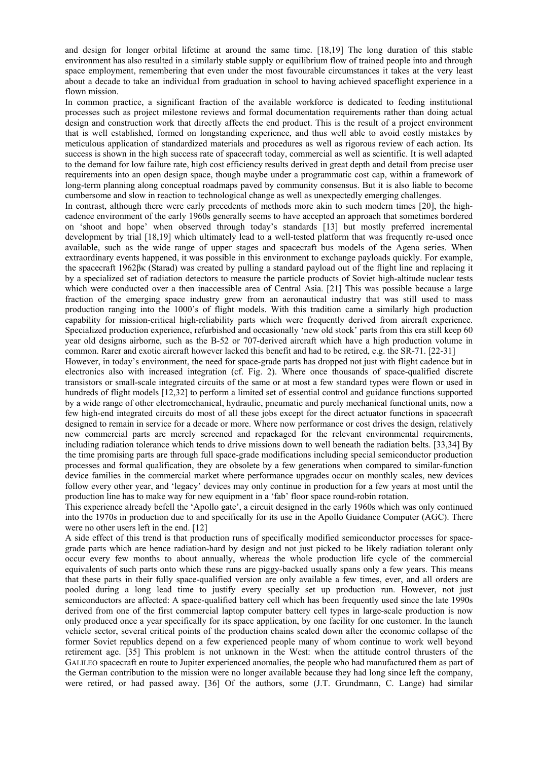and design for longer orbital lifetime at around the same time. [18,19] The long duration of this stable environment has also resulted in a similarly stable supply or equilibrium flow of trained people into and through space employment, remembering that even under the most favourable circumstances it takes at the very least about a decade to take an individual from graduation in school to having achieved spaceflight experience in a flown mission.

In common practice, a significant fraction of the available workforce is dedicated to feeding institutional processes such as project milestone reviews and formal documentation requirements rather than doing actual design and construction work that directly affects the end product. This is the result of a project environment that is well established, formed on longstanding experience, and thus well able to avoid costly mistakes by meticulous application of standardized materials and procedures as well as rigorous review of each action. Its success is shown in the high success rate of spacecraft today, commercial as well as scientific. It is well adapted to the demand for low failure rate, high cost efficiency results derived in great depth and detail from precise user requirements into an open design space, though maybe under a programmatic cost cap, within a framework of long-term planning along conceptual roadmaps paved by community consensus. But it is also liable to become cumbersome and slow in reaction to technological change as well as unexpectedly emerging challenges.

In contrast, although there were early precedents of methods more akin to such modern times [20], the high-cadence environment of the early 1960s generally seems to have accepted an approach that sometimes bordered on 'shoot and hope' when observed through today's standards [13] but mostly preferred incremental development by trial [18,19] which ultimately lead to a well-tested platform that was frequently re-used once available, such as the wide range of upper stages and spacecraft bus models of the Agena series. When extraordinary events happened, it was possible in this environment to exchange payloads quickly. For example, the spacecraft 1962βκ (Starad) was created by pulling a standard payload out of the flight line and replacing it by a specialized set of radiation detectors to measure the particle products of Soviet high-altitude nuclear tests which were conducted over a then inaccessible area of Central Asia. [21] This was possible because a large fraction of the emerging space industry grew from an aeronautical industry that was still used to mass production ranging into the 1000's of flight models. With this tradition came a similarly high production capability for mission-critical high-reliability parts which were frequently derived from aircraft experience. Specialized production experience, refurbished and occasionally 'new old stock' parts from this era still keep 60 year old designs airborne, such as the B-52 or 707-derived aircraft which have a high production volume in common. Rarer and exotic aircraft however lacked this benefit and had to be retired, e.g. the SR-71. [22-31]

However, in today's environment, the need for space-grade parts has dropped not just with flight cadence but in electronics also with increased integration (cf. Fig. 2). Where once thousands of space-qualified discrete transistors or small-scale integrated circuits of the same or at most a few standard types were flown or used in hundreds of flight models [12,32] to perform a limited set of essential control and guidance functions supported by a wide range of other electromechanical, hydraulic, pneumatic and purely mechanical functional units, now a few high-end integrated circuits do most of all these jobs except for the direct actuator functions in spacecraft designed to remain in service for a decade or more. Where now performance or cost drives the design, relatively new commercial parts are merely screened and repackaged for the relevant environmental requirements, including radiation tolerance which tends to drive missions down to well beneath the radiation belts. [33,34] By the time promising parts are through full space-grade modifications including special semiconductor production processes and formal qualification, they are obsolete by a few generations when compared to similar-function device families in the commercial market where performance upgrades occur on monthly scales, new devices follow every other year, and 'legacy' devices may only continue in production for a few years at most until the production line has to make way for new equipment in a 'fab' floor space round-robin rotation.

This experience already befell the 'Apollo gate', a circuit designed in the early 1960s which was only continued into the 1970s in production due to and specifically for its use in the Apollo Guidance Computer (AGC). There were no other users left in the end. [12]

A side effect of this trend is that production runs of specifically modified semiconductor processes for space-grade parts which are hence radiation-hard by design and not just picked to be likely radiation tolerant only occur every few months to about annually, whereas the whole production life cycle of the commercial equivalents of such parts onto which these runs are piggy-backed usually spans only a few years. This means that these parts in their fully space-qualified version are only available a few times, ever, and all orders are pooled during a long lead time to justify every specially set up production run. However, not just semiconductors are affected: A space-qualified battery cell which has been frequently used since the late 1990s derived from one of the first commercial laptop computer battery cell types in large-scale production is now only produced once a year specifically for its space application, by one facility for one customer. In the launch vehicle sector, several critical points of the production chains scaled down after the economic collapse of the former Soviet republics depend on a few experienced people many of whom continue to work well beyond retirement age. [35] This problem is not unknown in the West: when the attitude control thrusters of the GALILEO spacecraft en route to Jupiter experienced anomalies, the people who had manufactured them as part of the German contribution to the mission were no longer available because they had long since left the company, were retired, or had passed away. [36] Of the authors, some (J.T. Grundmann, C. Lange) had similar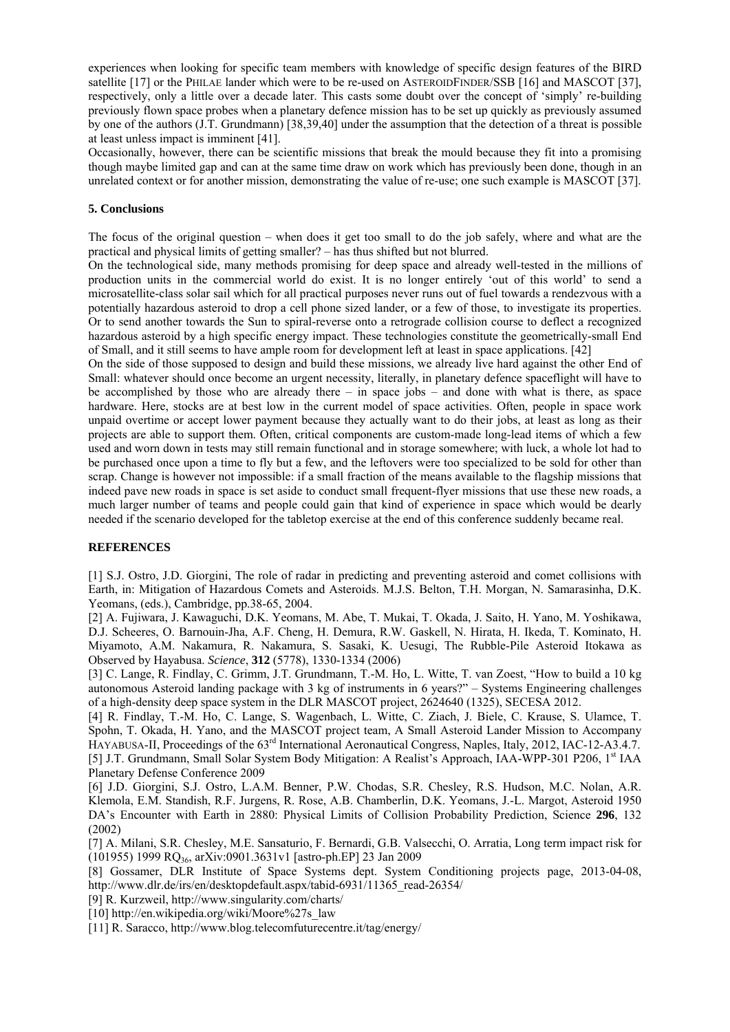experiences when looking for specific team members with knowledge of specific design features of the BIRD satellite [17] or the PHILAE lander which were to be re-used on ASTEROIDFINDER/SSB [16] and MASCOT [37], respectively, only a little over a decade later. This casts some doubt over the concept of 'simply' re-building previously flown space probes when a planetary defence mission has to be set up quickly as previously assumed by one of the authors (J.T. Grundmann) [38,39,40] under the assumption that the detection of a threat is possible at least unless impact is imminent [41].

Occasionally, however, there can be scientific missions that break the mould because they fit into a promising though maybe limited gap and can at the same time draw on work which has previously been done, though in an unrelated context or for another mission, demonstrating the value of re-use; one such example is MASCOT [37].

## 5. Conclusions

The focus of the original question – when does it get too small to do the job safely, where and what are the practical and physical limits of getting smaller? – has thus shifted but not blurred.

On the technological side, many methods promising for deep space and already well-tested in the millions of production units in the commercial world do exist. It is no longer entirely 'out of this world' to send a microsatellite-class solar sail which for all practical purposes never runs out of fuel towards a rendezvous with a potentially hazardous asteroid to drop a cell phone sized lander, or a few of those, to investigate its properties. Or to send another towards the Sun to spiral-reverse onto a retrograde collision course to deflect a recognized hazardous asteroid by a high specific energy impact. These technologies constitute the geometrically-small End of Small, and it still seems to have ample room for development left at least in space applications. [42]

On the side of those supposed to design and build these missions, we already live hard against the other End of Small: whatever should once become an urgent necessity, literally, in planetary defence spaceflight will have to be accomplished by those who are already there – in space jobs – and done with what is there, as space hardware. Here, stocks are at best low in the current model of space activities. Often, people in space work unpaid overtime or accept lower payment because they actually want to do their jobs, at least as long as their projects are able to support them. Often, critical components are custom-made long-lead items of which a few used and worn down in tests may still remain functional and in storage somewhere; with luck, a whole lot had to be purchased once upon a time to fly but a few, and the leftovers were too specialized to be sold for other than scrap. Change is however not impossible: if a small fraction of the means available to the flagship missions that indeed pave new roads in space is set aside to conduct small frequent-flyer missions that use these new roads, a much larger number of teams and people could gain that kind of experience in space which would be dearly needed if the scenario developed for the tabletop exercise at the end of this conference suddenly became real.

## REFERENCES

[1] S.J. Ostro, J.D. Giorgini, The role of radar in predicting and preventing asteroid and comet collisions with Earth, in: Mitigation of Hazardous Comets and Asteroids. M.J.S. Belton, T.H. Morgan, N. Samarasinha, D.K. Yeomans, (eds.), Cambridge, pp.38-65, 2004.

[2] A. Fujiwara, J. Kawaguchi, D.K. Yeomans, M. Abe, T. Mukai, T. Okada, J. Saito, H. Yano, M. Yoshikawa, D.J. Scheeres, O. Barnouin-Jha, A.F. Cheng, H. Demura, R.W. Gaskell, N. Hirata, H. Ikeda, T. Kominato, H. Miyamoto, A.M. Nakamura, R. Nakamura, S. Sasaki, K. Uesugi, The Rubble-Pile Asteroid Itokawa as Observed by Hayabusa. *Science*, **312** (5778), 1330-1334 (2006)

[3] C. Lange, R. Findlay, C. Grimm, J.T. Grundmann, T.-M. Ho, L. Witte, T. van Zoest, "How to build a 10 kg autonomous Asteroid landing package with 3 kg of instruments in 6 years?" – Systems Engineering challenges of a high-density deep space system in the DLR MASCOT project, 2624640 (1325), SECESA 2012.

[4] R. Findlay, T.-M. Ho, C. Lange, S. Wagenbach, L. Witte, C. Ziach, J. Biele, C. Krause, S. Ulamce, T. Spohn, T. Okada, H. Yano, and the MASCOT project team, A Small Asteroid Lander Mission to Accompany HAYABUSA-II, Proceedings of the 63rd International Aeronautical Congress, Naples, Italy, 2012, IAC-12-A3.4.7.

[5] J.T. Grundmann, Small Solar System Body Mitigation: A Realist's Approach, IAA-WPP-301 P206, 1st IAA Planetary Defense Conference 2009

[6] J.D. Giorgini, S.J. Ostro, L.A.M. Benner, P.W. Chodas, S.R. Chesley, R.S. Hudson, M.C. Nolan, A.R. Klemola, E.M. Standish, R.F. Jurgens, R. Rose, A.B. Chamberlin, D.K. Yeomans, J.-L. Margot, Asteroid 1950 DA's Encounter with Earth in 2880: Physical Limits of Collision Probability Prediction, Science **296**, 132 (2002)

[7] A. Milani, S.R. Chesley, M.E. Sansaturio, F. Bernardi, G.B. Valsecchi, O. Arratia, Long term impact risk for (101955) 1999 $RQ_{36}$, arXiv:0901.3631v1 [astro-ph.EP] 23 Jan 2009

[8] Gossamer, DLR Institute of Space Systems dept. System Conditioning projects page, 2013-04-08, http://www.dlr.de/irs/en/desktopdefault.aspx/tabid-6931/11365_read-26354/

[9] R. Kurzweil, http://www.singularity.com/charts/

[10] http://en.wikipedia.org/wiki/Moore%27s_law

[11] R. Saracco, http://www.blog.telecomfuturecentre.it/tag/energy/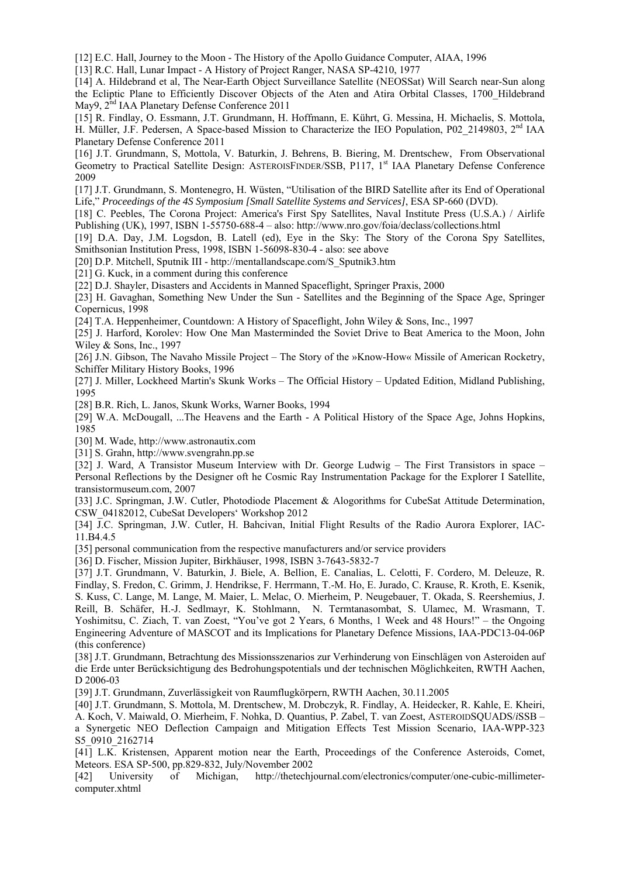[12] E.C. Hall, Journey to the Moon - The History of the Apollo Guidance Computer, AIAA, 1996

[13] R.C. Hall, Lunar Impact - A History of Project Ranger, NASA SP-4210, 1977

[14] A. Hildebrand et al, The Near-Earth Object Surveillance Satellite (NEOSSat) Will Search near-Sun along the Ecliptic Plane to Efficiently Discover Objects of the Aten and Atira Orbital Classes, 1700_Hildebrand May9, 2nd IAA Planetary Defense Conference 2011

[15] R. Findlay, O. Essmann, J.T. Grundmann, H. Hoffmann, E. Kührt, G. Messina, H. Michaelis, S. Mottola, H. Müller, J.F. Pedersen, A Space-based Mission to Characterize the IEO Population, P02_2149803, 2nd IAA Planetary Defense Conference 2011

[16] J.T. Grundmann, S, Mottola, V. Baturkin, J. Behrens, B. Biering, M. Drentschew, From Observational Geometry to Practical Satellite Design: ASTEROISFINDER/SSB, P117, 1st IAA Planetary Defense Conference 2009

[17] J.T. Grundmann, S. Montenegro, H. Wüsten, "Utilisation of the BIRD Satellite after its End of Operational Life," *Proceedings of the 4S Symposium [Small Satellite Systems and Services]*, ESA SP-660 (DVD).

[18] C. Peebles, The Corona Project: America's First Spy Satellites, Naval Institute Press (U.S.A.) / Airlife Publishing (UK), 1997, ISBN 1-55750-688-4 – also: http://www.nro.gov/foia/declass/collections.html

[19] D.A. Day, J.M. Logsdon, B. Latell (ed), Eye in the Sky: The Story of the Corona Spy Satellites, Smithsonian Institution Press, 1998, ISBN 1-56098-830-4 - also: see above

[20] D.P. Mitchell, Sputnik III - http://mentallandscape.com/S_Sputnik3.htm

[21] G. Kuck, in a comment during this conference

[22] D.J. Shayler, Disasters and Accidents in Manned Spaceflight, Springer Praxis, 2000

[23] H. Gavaghan, Something New Under the Sun - Satellites and the Beginning of the Space Age, Springer Copernicus, 1998

[24] T.A. Heppenheimer, Countdown: A History of Spaceflight, John Wiley & Sons, Inc., 1997

[25] J. Harford, Korolev: How One Man Masterminded the Soviet Drive to Beat America to the Moon, John Wiley & Sons, Inc., 1997

[26] J.N. Gibson, The Navaho Missile Project – The Story of the »Know-How« Missile of American Rocketry, Schiffer Military History Books, 1996

[27] J. Miller, Lockheed Martin's Skunk Works – The Official History – Updated Edition, Midland Publishing, 1995

[28] B.R. Rich, L. Janos, Skunk Works, Warner Books, 1994

[29] W.A. McDougall, ...The Heavens and the Earth - A Political History of the Space Age, Johns Hopkins, 1985

[30] M. Wade, http://www.astronautix.com

[31] S. Grahn, http://www.svengrahn.pp.se

[32] J. Ward, A Transistor Museum Interview with Dr. George Ludwig – The First Transistors in space – Personal Reflections by the Designer oft he Cosmic Ray Instrumentation Package for the Explorer I Satellite, transistormuseum.com, 2007

[33] J.C. Springman, J.W. Cutler, Photodiode Placement & Alogorithms for CubeSat Attitude Determination, CSW_04182012, CubeSat Developers' Workshop 2012

[34] J.C. Springman, J.W. Cutler, H. Bahcivan, Initial Flight Results of the Radio Aurora Explorer, IAC-11.B4.4.5

[35] personal communication from the respective manufacturers and/or service providers

[36] D. Fischer, Mission Jupiter, Birkhäuser, 1998, ISBN 3-7643-5832-7

[37] J.T. Grundmann, V. Baturkin, J. Biele, A. Bellion, E. Canalias, L. Celotti, F. Cordero, M. Deleuze, R. Findlay, S. Fredon, C. Grimm, J. Hendrikse, F. Herrmann, T.-M. Ho, E. Jurado, C. Krause, R. Kroth, E. Ksenik, S. Kuss, C. Lange, M. Lange, M. Maier, L. Melac, O. Mierheim, P. Neugebauer, T. Okada, S. Reershemius, J. Reill, B. Schäfer, H.-J. Sedlmayr, K. Stohlmann, N. Termtanasombat, S. Ulamec, M. Wrasmann, T. Yoshimitsu, C. Ziach, T. van Zoest, "You've got 2 Years, 6 Months, 1 Week and 48 Hours!" – the Ongoing Engineering Adventure of MASCOT and its Implications for Planetary Defence Missions, IAA-PDC13-04-06P (this conference)

[38] J.T. Grundmann, Betrachtung des Missionsszenarios zur Verhinderung von Einschlägen von Asteroiden auf die Erde unter Berücksichtigung des Bedrohungspotentials und der technischen Möglichkeiten, RWTH Aachen, D 2006-03

[39] J.T. Grundmann, Zuverlässigkeit von Raumflugkörpern, RWTH Aachen, 30.11.2005

[40] J.T. Grundmann, S. Mottola, M. Drentschew, M. Drobczyk, R. Findlay, A. Heidecker, R. Kahle, E. Kheiri, A. Koch, V. Maiwald, O. Mierheim, F. Nohka, D. Quantius, P. Zabel, T. van Zoest, ASTEROIDSQUADS/*i*SSB – a Synergetic NEO Deflection Campaign and Mitigation Effects Test Mission Scenario, IAA-WPP-323 S5_0910_2162714

[41] L.K. Kristensen, Apparent motion near the Earth, Proceedings of the Conference Asteroids, Comet, Meteors. ESA SP-500, pp.829-832, July/November 2002

[42] University of Michigan, http://thetechjournal.com/electronics/computer/one-cubic-millimeter-computer.xhtml